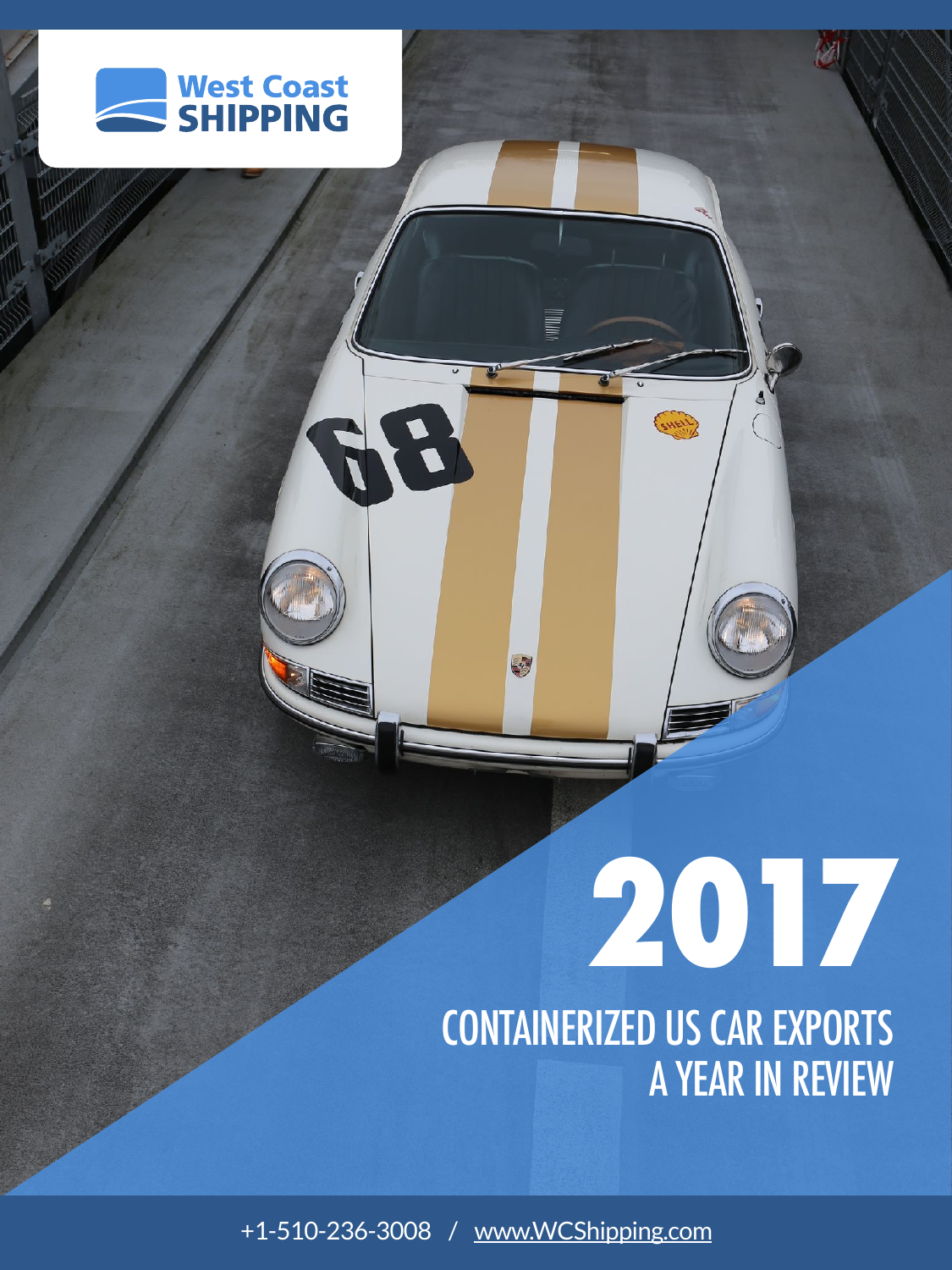West Coast SHIPPING

# 2017

## CONTAINERIZED US CAR EXPORTS A YEAR IN REVIEW

+1-510-236-3008 / www.WCShipping.com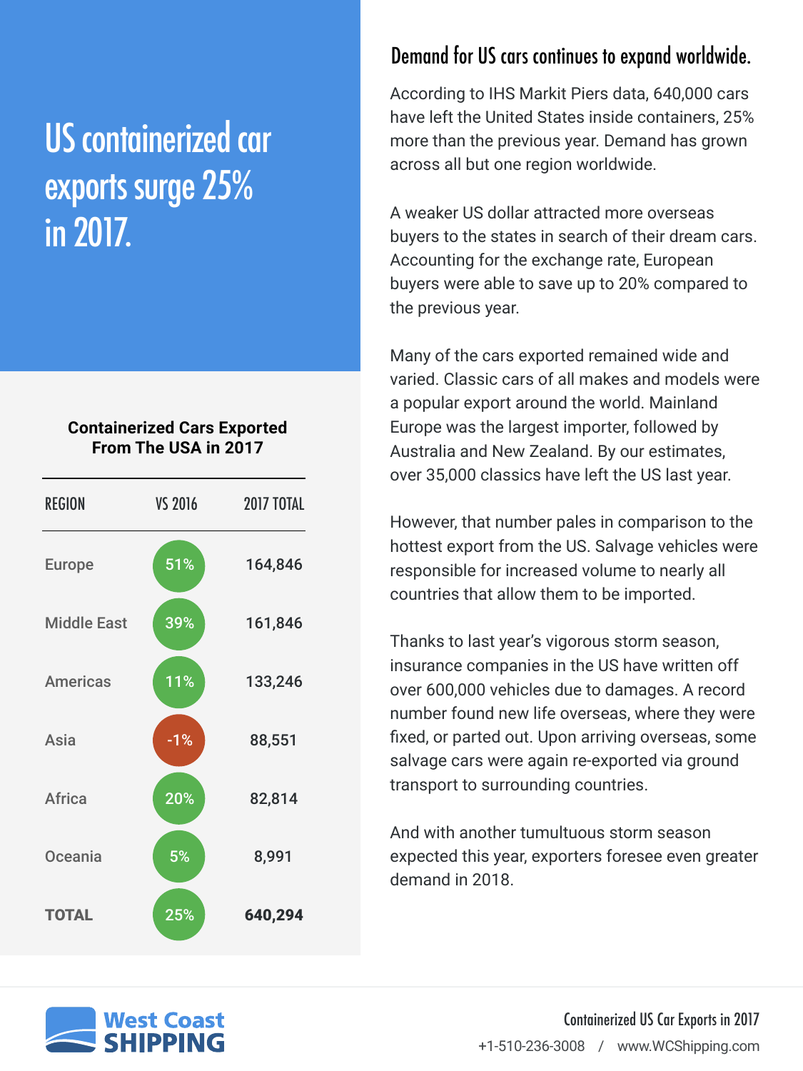# US containerized car exports surge 25% in 2017.

**Containerized Cars Exported From The USA in 2017**

| REGION | VS 2016 | 2017 TOTAL |
|---|---|---|
| Europe | 51% | 164,846 |
| Middle East | 39% | 161,846 |
| Americas | 11% | 133,246 |
| Asia | -1% | 88,551 |
| Africa | 20% | 82,814 |
| Oceania | 5% | 8,991 |
| **TOTAL** | 25% | **640,294** |

## Demand for US cars continues to expand worldwide.

According to IHS Markit Piers data, 640,000 cars have left the United States inside containers, 25% more than the previous year. Demand has grown across all but one region worldwide.

A weaker US dollar attracted more overseas buyers to the states in search of their dream cars. Accounting for the exchange rate, European buyers were able to save up to 20% compared to the previous year.

Many of the cars exported remained wide and varied. Classic cars of all makes and models were a popular export around the world. Mainland Europe was the largest importer, followed by Australia and New Zealand. By our estimates, over 35,000 classics have left the US last year.

However, that number pales in comparison to the hottest export from the US. Salvage vehicles were responsible for increased volume to nearly all countries that allow them to be imported.

Thanks to last year's vigorous storm season, insurance companies in the US have written off over 600,000 vehicles due to damages. A record number found new life overseas, where they were fixed, or parted out. Upon arriving overseas, some salvage cars were again re-exported via ground transport to surrounding countries.

And with another tumultuous storm season expected this year, exporters foresee even greater demand in 2018.

West Coast SHIPPING

Containerized US Car Exports in 2017

+1-510-236-3008 / www.WCShipping.com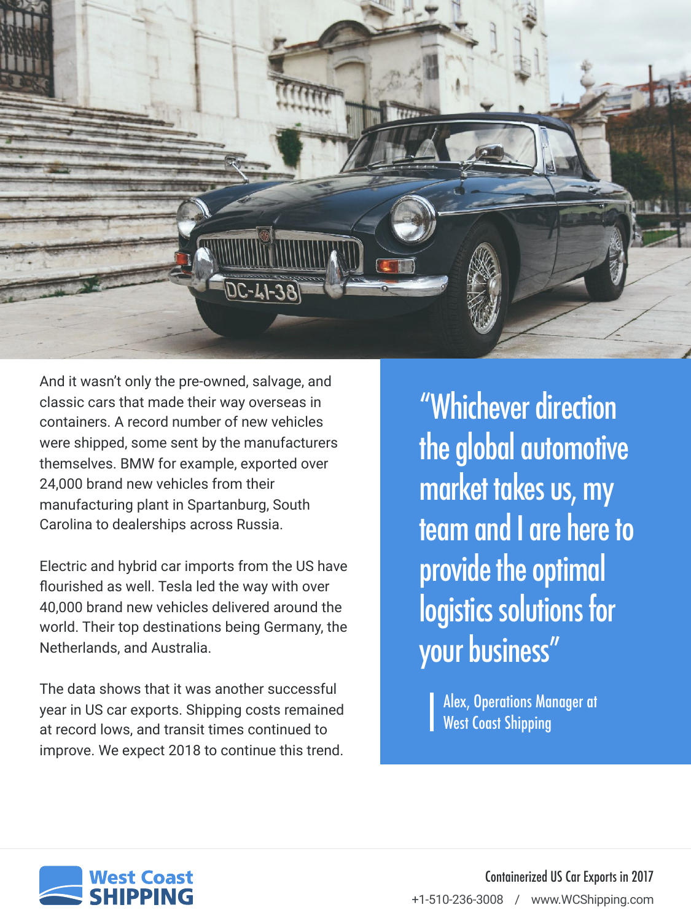And it wasn't only the pre-owned, salvage, and classic cars that made their way overseas in containers. A record number of new vehicles were shipped, some sent by the manufacturers themselves. BMW for example, exported over 24,000 brand new vehicles from their manufacturing plant in Spartanburg, South Carolina to dealerships across Russia.

Electric and hybrid car imports from the US have flourished as well. Tesla led the way with over 40,000 brand new vehicles delivered around the world. Their top destinations being Germany, the Netherlands, and Australia.

The data shows that it was another successful year in US car exports. Shipping costs remained at record lows, and transit times continued to improve. We expect 2018 to continue this trend.

> "Whichever direction the global automotive market takes us, my team and I are here to provide the optimal logistics solutions for your business"
>
> Alex, Operations Manager at West Coast Shipping

West Coast SHIPPING

Containerized US Car Exports in 2017

+1-510-236-3008 / www.WCShipping.com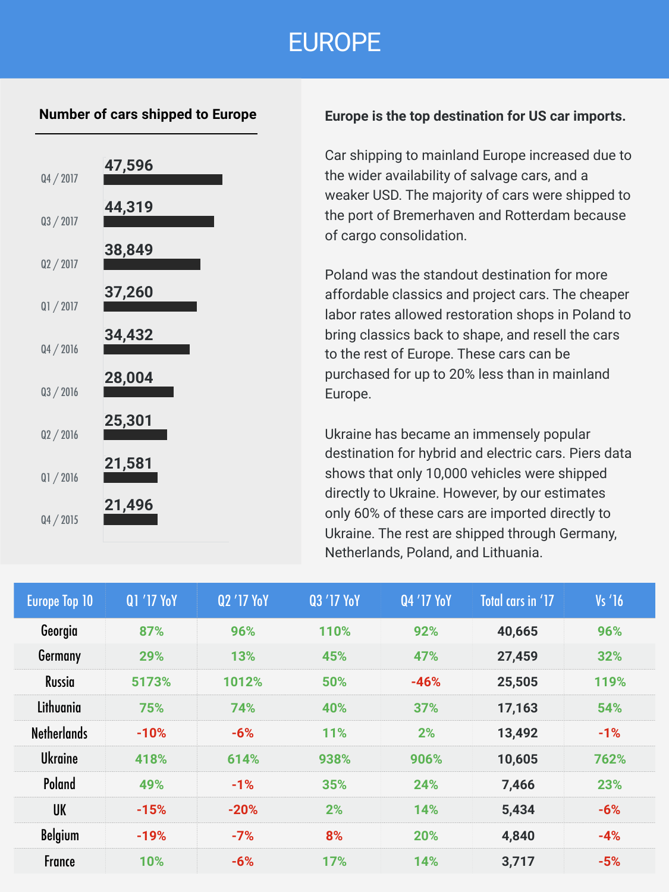# EUROPE

## Number of cars shipped to Europe

| Quarter | Cars |
|---|---|
| Q4 / 2017 | 47,596 |
| Q3 / 2017 | 44,319 |
| Q2 / 2017 | 38,849 |
| Q1 / 2017 | 37,260 |
| Q4 / 2016 | 34,432 |
| Q3 / 2016 | 28,004 |
| Q2 / 2016 | 25,301 |
| Q1 / 2016 | 21,581 |
| Q4 / 2015 | 21,496 |

**Europe is the top destination for US car imports.**

Car shipping to mainland Europe increased due to the wider availability of salvage cars, and a weaker USD. The majority of cars were shipped to the port of Bremerhaven and Rotterdam because of cargo consolidation.

Poland was the standout destination for more affordable classics and project cars. The cheaper labor rates allowed restoration shops in Poland to bring classics back to shape, and resell the cars to the rest of Europe. These cars can be purchased for up to 20% less than in mainland Europe.

Ukraine has became an immensely popular destination for hybrid and electric cars. Piers data shows that only 10,000 vehicles were shipped directly to Ukraine. However, by our estimates only 60% of these cars are imported directly to Ukraine. The rest are shipped through Germany, Netherlands, Poland, and Lithuania.

| Europe Top 10 | Q1 '17 YoY | Q2 '17 YoY | Q3 '17 YoY | Q4 '17 YoY | Total cars in '17 | Vs '16 |
|---|---|---|---|---|---|---|
| Georgia | 87% | 96% | 110% | 92% | 40,665 | 96% |
| Germany | 29% | 13% | 45% | 47% | 27,459 | 32% |
| Russia | 5173% | 1012% | 50% | -46% | 25,505 | 119% |
| Lithuania | 75% | 74% | 40% | 37% | 17,163 | 54% |
| Netherlands | -10% | -6% | 11% | 2% | 13,492 | -1% |
| Ukraine | 418% | 614% | 938% | 906% | 10,605 | 762% |
| Poland | 49% | -1% | 35% | 24% | 7,466 | 23% |
| UK | -15% | -20% | 2% | 14% | 5,434 | -6% |
| Belgium | -19% | -7% | 8% | 20% | 4,840 | -4% |
| France | 10% | -6% | 17% | 14% | 3,717 | -5% |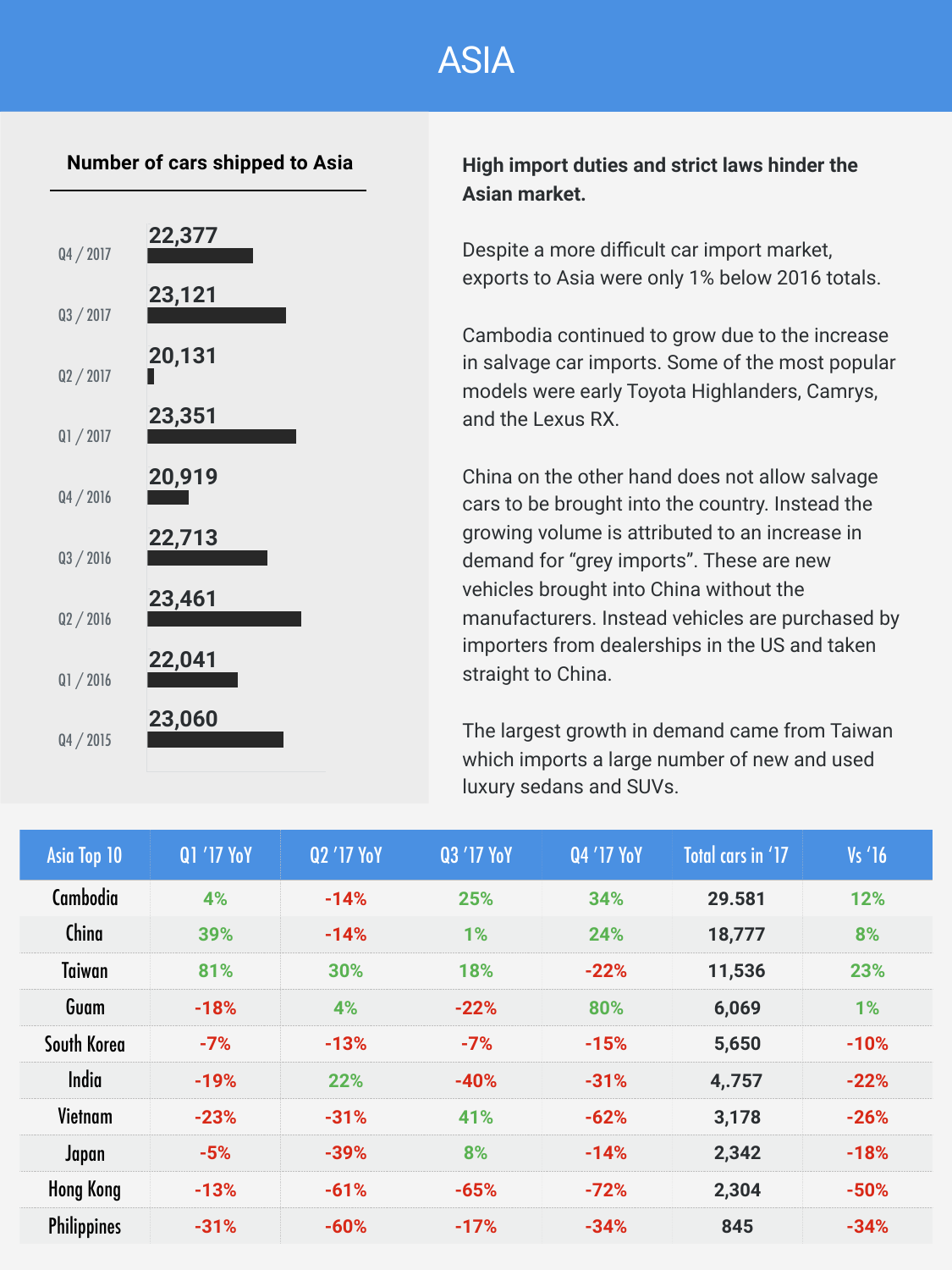# ASIA

## Number of cars shipped to Asia

| Quarter | Cars |
|---|---|
| Q4 / 2017 | 22,377 |
| Q3 / 2017 | 23,121 |
| Q2 / 2017 | 20,131 |
| Q1 / 2017 | 23,351 |
| Q4 / 2016 | 20,919 |
| Q3 / 2016 | 22,713 |
| Q2 / 2016 | 23,461 |
| Q1 / 2016 | 22,041 |
| Q4 / 2015 | 23,060 |

**High import duties and strict laws hinder the Asian market.**

Despite a more difficult car import market, exports to Asia were only 1% below 2016 totals.

Cambodia continued to grow due to the increase in salvage car imports. Some of the most popular models were early Toyota Highlanders, Camrys, and the Lexus RX.

China on the other hand does not allow salvage cars to be brought into the country. Instead the growing volume is attributed to an increase in demand for "grey imports". These are new vehicles brought into China without the manufacturers. Instead vehicles are purchased by importers from dealerships in the US and taken straight to China.

The largest growth in demand came from Taiwan which imports a large number of new and used luxury sedans and SUVs.

| Asia Top 10 | Q1 '17 YoY | Q2 '17 YoY | Q3 '17 YoY | Q4 '17 YoY | Total cars in '17 | Vs '16 |
|---|---|---|---|---|---|---|
| Cambodia | 4% | -14% | 25% | 34% | 29.581 | 12% |
| China | 39% | -14% | 1% | 24% | 18,777 | 8% |
| Taiwan | 81% | 30% | 18% | -22% | 11,536 | 23% |
| Guam | -18% | 4% | -22% | 80% | 6,069 | 1% |
| South Korea | -7% | -13% | -7% | -15% | 5,650 | -10% |
| India | -19% | 22% | -40% | -31% | 4,.757 | -22% |
| Vietnam | -23% | -31% | 41% | -62% | 3,178 | -26% |
| Japan | -5% | -39% | 8% | -14% | 2,342 | -18% |
| Hong Kong | -13% | -61% | -65% | -72% | 2,304 | -50% |
| Philippines | -31% | -60% | -17% | -34% | 845 | -34% |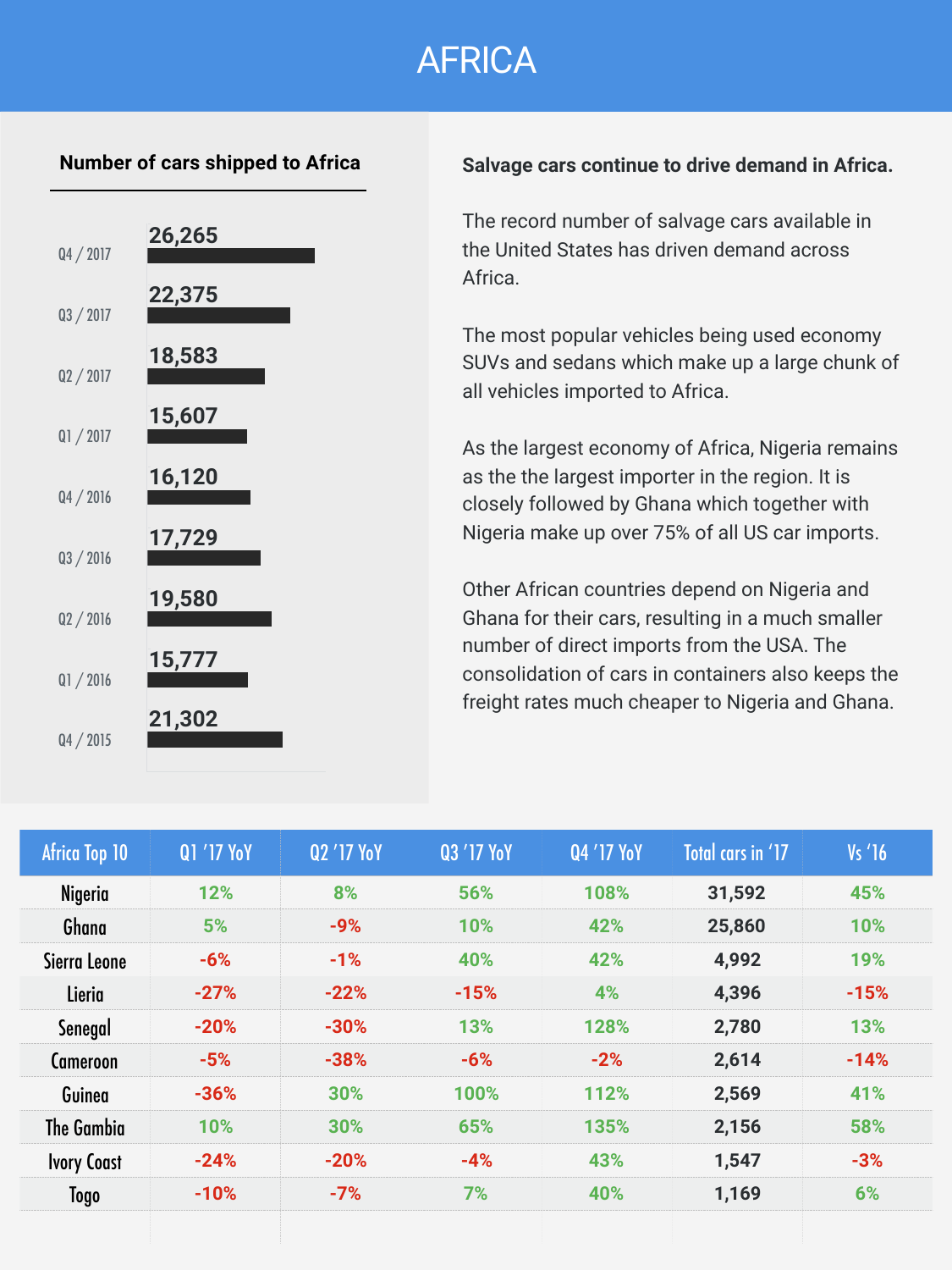# AFRICA

## Number of cars shipped to Africa

| Quarter | Cars |
|---|---|
| Q4 / 2017 | 26,265 |
| Q3 / 2017 | 22,375 |
| Q2 / 2017 | 18,583 |
| Q1 / 2017 | 15,607 |
| Q4 / 2016 | 16,120 |
| Q3 / 2016 | 17,729 |
| Q2 / 2016 | 19,580 |
| Q1 / 2016 | 15,777 |
| Q4 / 2015 | 21,302 |

**Salvage cars continue to drive demand in Africa.**

The record number of salvage cars available in the United States has driven demand across Africa.

The most popular vehicles being used economy SUVs and sedans which make up a large chunk of all vehicles imported to Africa.

As the largest economy of Africa, Nigeria remains as the the largest importer in the region. It is closely followed by Ghana which together with Nigeria make up over 75% of all US car imports.

Other African countries depend on Nigeria and Ghana for their cars, resulting in a much smaller number of direct imports from the USA. The consolidation of cars in containers also keeps the freight rates much cheaper to Nigeria and Ghana.

| Africa Top 10 | Q1 '17 YoY | Q2 '17 YoY | Q3 '17 YoY | Q4 '17 YoY | Total cars in '17 | Vs '16 |
|---|---|---|---|---|---|---|
| Nigeria | 12% | 8% | 56% | 108% | 31,592 | 45% |
| Ghana | 5% | -9% | 10% | 42% | 25,860 | 10% |
| Sierra Leone | -6% | -1% | 40% | 42% | 4,992 | 19% |
| Lieria | -27% | -22% | -15% | 4% | 4,396 | -15% |
| Senegal | -20% | -30% | 13% | 128% | 2,780 | 13% |
| Cameroon | -5% | -38% | -6% | -2% | 2,614 | -14% |
| Guinea | -36% | 30% | 100% | 112% | 2,569 | 41% |
| The Gambia | 10% | 30% | 65% | 135% | 2,156 | 58% |
| Ivory Coast | -24% | -20% | -4% | 43% | 1,547 | -3% |
| Togo | -10% | -7% | 7% | 40% | 1,169 | 6% |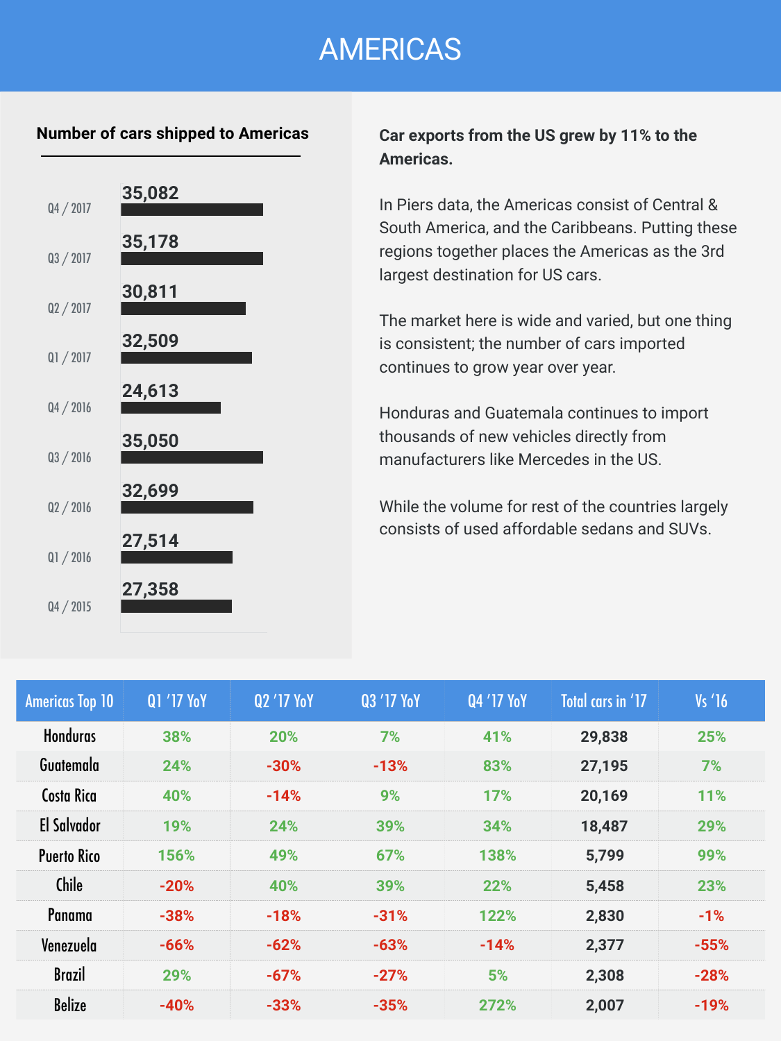# AMERICAS

### Number of cars shipped to Americas

| Quarter | Cars |
|---|---|
| Q4 / 2017 | 35,082 |
| Q3 / 2017 | 35,178 |
| Q2 / 2017 | 30,811 |
| Q1 / 2017 | 32,509 |
| Q4 / 2016 | 24,613 |
| Q3 / 2016 | 35,050 |
| Q2 / 2016 | 32,699 |
| Q1 / 2016 | 27,514 |
| Q4 / 2015 | 27,358 |

**Car exports from the US grew by 11% to the Americas.**

In Piers data, the Americas consist of Central & South America, and the Caribbeans. Putting these regions together places the Americas as the 3rd largest destination for US cars.

The market here is wide and varied, but one thing is consistent; the number of cars imported continues to grow year over year.

Honduras and Guatemala continues to import thousands of new vehicles directly from manufacturers like Mercedes in the US.

While the volume for rest of the countries largely consists of used affordable sedans and SUVs.

| Americas Top 10 | Q1 '17 YoY | Q2 '17 YoY | Q3 '17 YoY | Q4 '17 YoY | Total cars in '17 | Vs '16 |
|---|---|---|---|---|---|---|
| Honduras | 38% | 20% | 7% | 41% | 29,838 | 25% |
| Guatemala | 24% | -30% | -13% | 83% | 27,195 | 7% |
| Costa Rica | 40% | -14% | 9% | 17% | 20,169 | 11% |
| El Salvador | 19% | 24% | 39% | 34% | 18,487 | 29% |
| Puerto Rico | 156% | 49% | 67% | 138% | 5,799 | 99% |
| Chile | -20% | 40% | 39% | 22% | 5,458 | 23% |
| Panama | -38% | -18% | -31% | 122% | 2,830 | -1% |
| Venezuela | -66% | -62% | -63% | -14% | 2,377 | -55% |
| Brazil | 29% | -67% | -27% | 5% | 2,308 | -28% |
| Belize | -40% | -33% | -35% | 272% | 2,007 | -19% |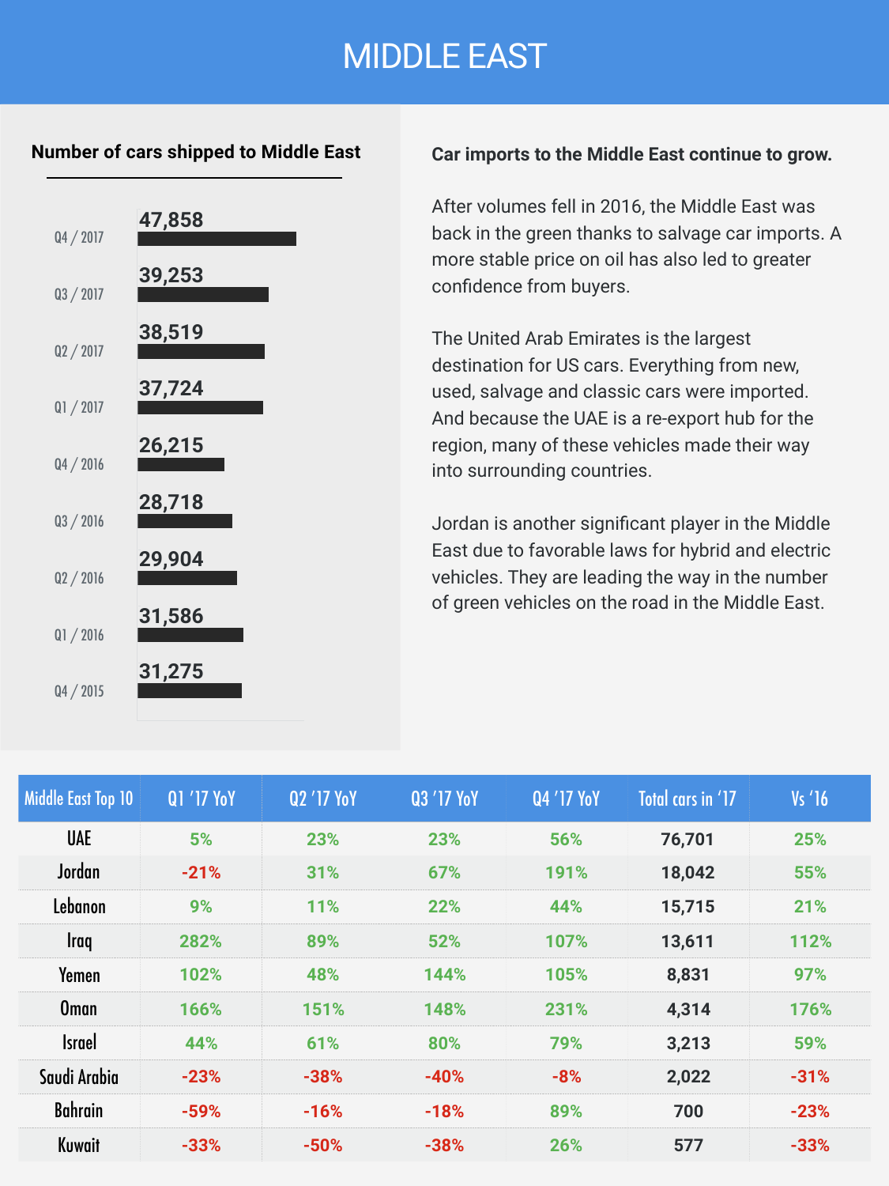# MIDDLE EAST

## Number of cars shipped to Middle East

| Quarter | Cars |
|---|---|
| Q4 / 2017 | 47,858 |
| Q3 / 2017 | 39,253 |
| Q2 / 2017 | 38,519 |
| Q1 / 2017 | 37,724 |
| Q4 / 2016 | 26,215 |
| Q3 / 2016 | 28,718 |
| Q2 / 2016 | 29,904 |
| Q1 / 2016 | 31,586 |
| Q4 / 2015 | 31,275 |

**Car imports to the Middle East continue to grow.**

After volumes fell in 2016, the Middle East was back in the green thanks to salvage car imports. A more stable price on oil has also led to greater confidence from buyers.

The United Arab Emirates is the largest destination for US cars. Everything from new, used, salvage and classic cars were imported. And because the UAE is a re-export hub for the region, many of these vehicles made their way into surrounding countries.

Jordan is another significant player in the Middle East due to favorable laws for hybrid and electric vehicles. They are leading the way in the number of green vehicles on the road in the Middle East.

| Middle East Top 10 | Q1 '17 YoY | Q2 '17 YoY | Q3 '17 YoY | Q4 '17 YoY | Total cars in '17 | Vs '16 |
|---|---|---|---|---|---|---|
| UAE | 5% | 23% | 23% | 56% | 76,701 | 25% |
| Jordan | -21% | 31% | 67% | 191% | 18,042 | 55% |
| Lebanon | 9% | 11% | 22% | 44% | 15,715 | 21% |
| Iraq | 282% | 89% | 52% | 107% | 13,611 | 112% |
| Yemen | 102% | 48% | 144% | 105% | 8,831 | 97% |
| Oman | 166% | 151% | 148% | 231% | 4,314 | 176% |
| Israel | 44% | 61% | 80% | 79% | 3,213 | 59% |
| Saudi Arabia | -23% | -38% | -40% | -8% | 2,022 | -31% |
| Bahrain | -59% | -16% | -18% | 89% | 700 | -23% |
| Kuwait | -33% | -50% | -38% | 26% | 577 | -33% |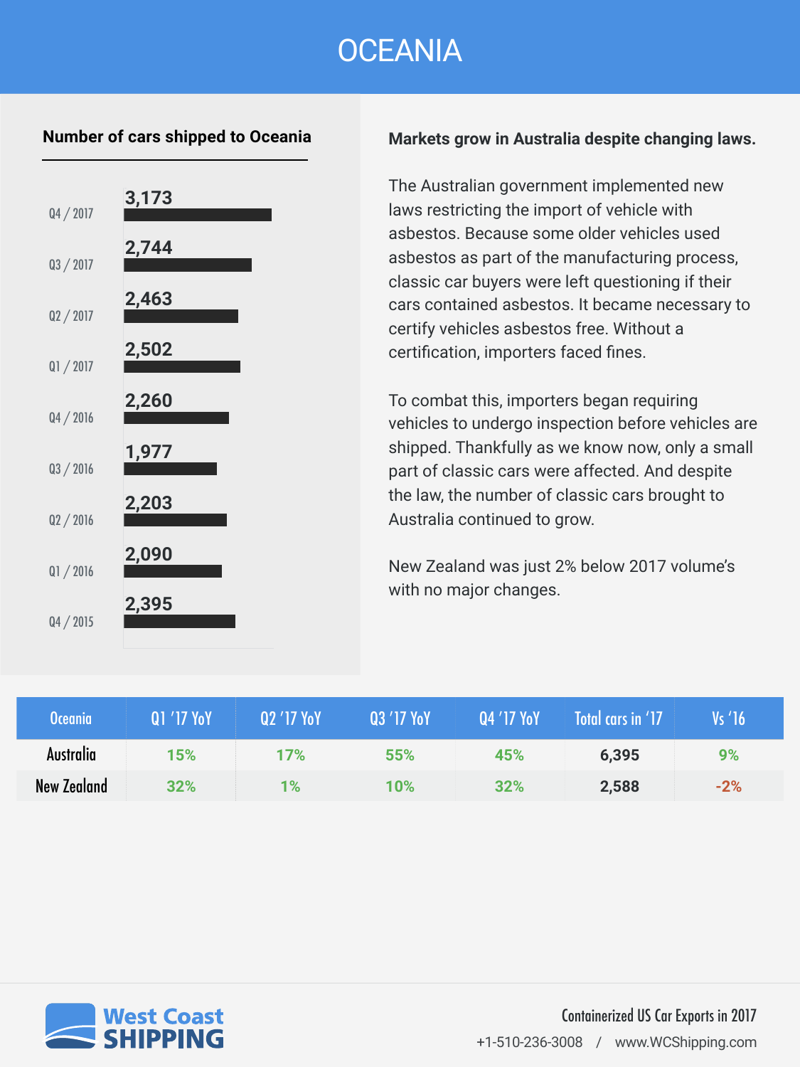# OCEANIA

## Number of cars shipped to Oceania

| Quarter | Cars |
|---|---|
| Q4 / 2017 | 3,173 |
| Q3 / 2017 | 2,744 |
| Q2 / 2017 | 2,463 |
| Q1 / 2017 | 2,502 |
| Q4 / 2016 | 2,260 |
| Q3 / 2016 | 1,977 |
| Q2 / 2016 | 2,203 |
| Q1 / 2016 | 2,090 |
| Q4 / 2015 | 2,395 |

**Markets grow in Australia despite changing laws.**

The Australian government implemented new laws restricting the import of vehicle with asbestos. Because some older vehicles used asbestos as part of the manufacturing process, classic car buyers were left questioning if their cars contained asbestos. It became necessary to certify vehicles asbestos free. Without a certification, importers faced fines.

To combat this, importers began requiring vehicles to undergo inspection before vehicles are shipped. Thankfully as we know now, only a small part of classic cars were affected. And despite the law, the number of classic cars brought to Australia continued to grow.

New Zealand was just 2% below 2017 volume's with no major changes.

| Oceania | Q1 '17 YoY | Q2 '17 YoY | Q3 '17 YoY | Q4 '17 YoY | Total cars in '17 | Vs '16 |
|---|---|---|---|---|---|---|
| Australia | 15% | 17% | 55% | 45% | 6,395 | 9% |
| New Zealand | 32% | 1% | 10% | 32% | 2,588 | -2% |

West Coast SHIPPING

Containerized US Car Exports in 2017

+1-510-236-3008 / www.WCShipping.com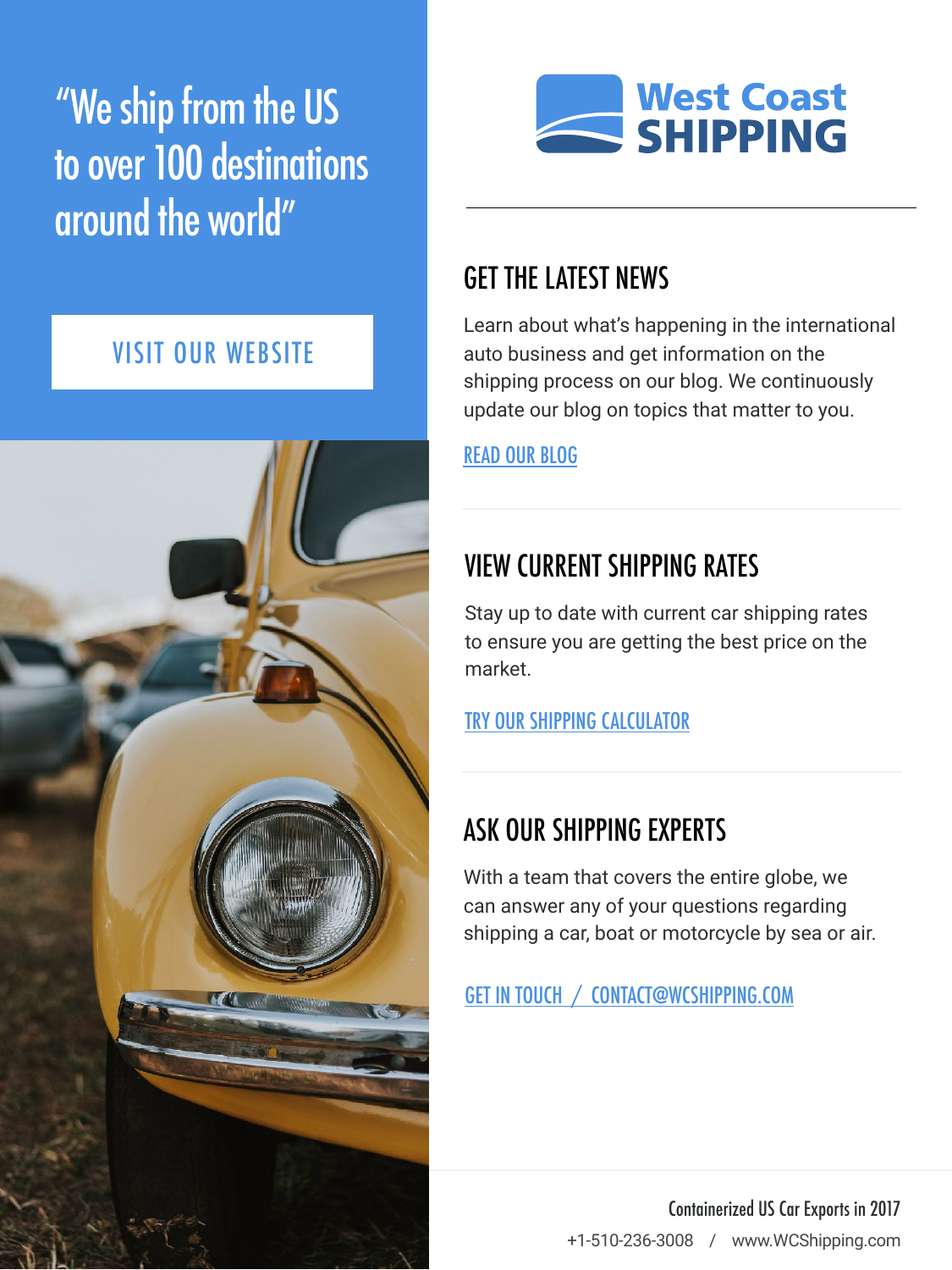"We ship from the US to over 100 destinations around the world"

VISIT OUR WEBSITE

West Coast SHIPPING

## GET THE LATEST NEWS

Learn about what's happening in the international auto business and get information on the shipping process on our blog. We continuously update our blog on topics that matter to you.

READ OUR BLOG

## VIEW CURRENT SHIPPING RATES

Stay up to date with current car shipping rates to ensure you are getting the best price on the market.

TRY OUR SHIPPING CALCULATOR

## ASK OUR SHIPPING EXPERTS

With a team that covers the entire globe, we can answer any of your questions regarding shipping a car, boat or motorcycle by sea or air.

GET IN TOUCH / CONTACT@WCSHIPPING.COM

Containerized US Car Exports in 2017

+1-510-236-3008 / www.WCShipping.com